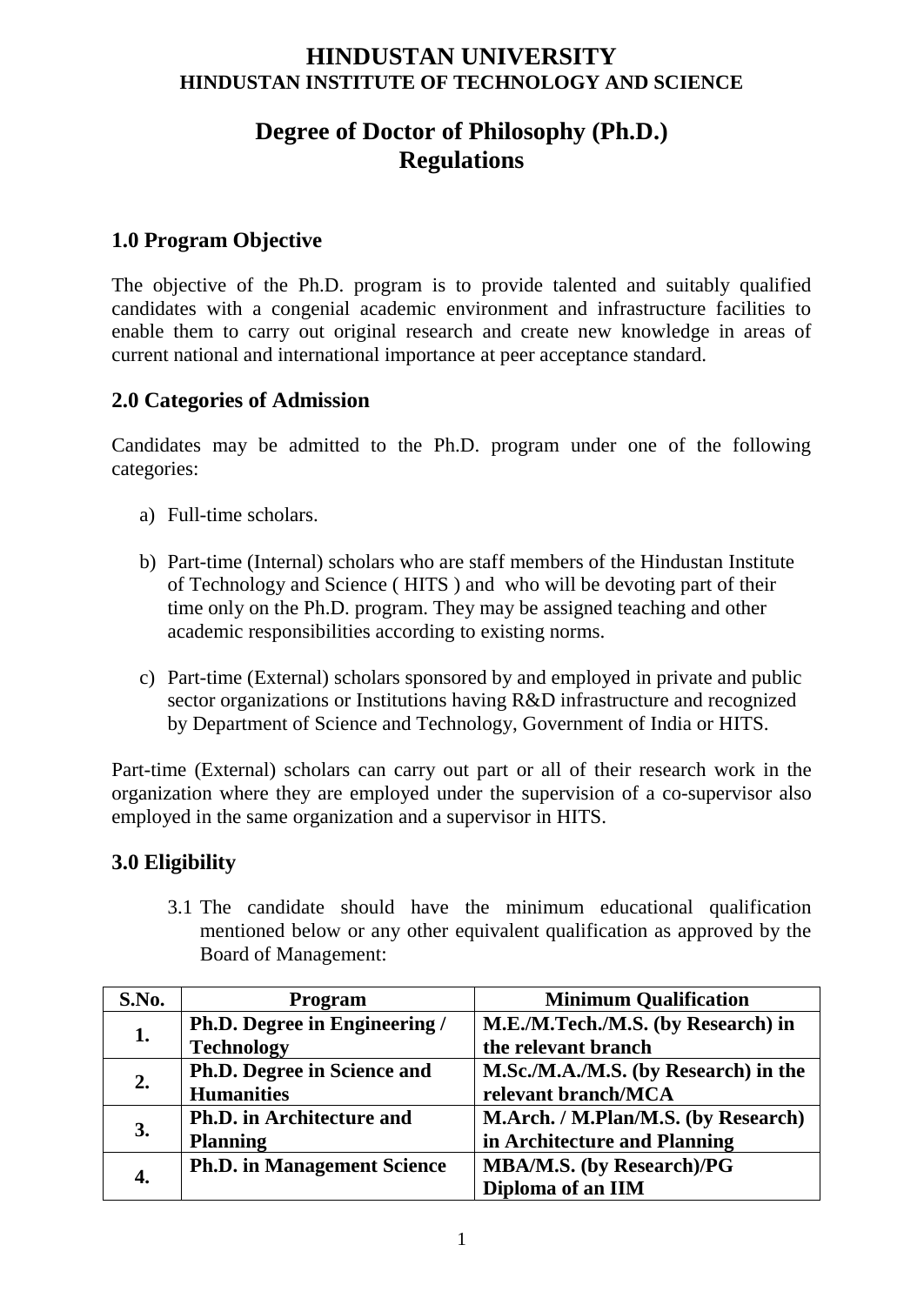# HINDUSTAN UNIVERSITY
## HINDUSTAN INSTITUTE OF TECHNOLOGY AND SCIENCE

# Degree of Doctor of Philosophy (Ph.D.) Regulations

## 1.0 Program Objective

The objective of the Ph.D. program is to provide talented and suitably qualified candidates with a congenial academic environment and infrastructure facilities to enable them to carry out original research and create new knowledge in areas of current national and international importance at peer acceptance standard.

## 2.0 Categories of Admission

Candidates may be admitted to the Ph.D. program under one of the following categories:

a) Full-time scholars.

b) Part-time (Internal) scholars who are staff members of the Hindustan Institute of Technology and Science ( HITS ) and who will be devoting part of their time only on the Ph.D. program. They may be assigned teaching and other academic responsibilities according to existing norms.

c) Part-time (External) scholars sponsored by and employed in private and public sector organizations or Institutions having R&D infrastructure and recognized by Department of Science and Technology, Government of India or HITS.

Part-time (External) scholars can carry out part or all of their research work in the organization where they are employed under the supervision of a co-supervisor also employed in the same organization and a supervisor in HITS.

## 3.0 Eligibility

3.1 The candidate should have the minimum educational qualification mentioned below or any other equivalent qualification as approved by the Board of Management:

| S.No. | Program | Minimum Qualification |
|---|---|---|
| 1. | Ph.D. Degree in Engineering / Technology | M.E./M.Tech./M.S. (by Research) in the relevant branch |
| 2. | Ph.D. Degree in Science and Humanities | M.Sc./M.A./M.S. (by Research) in the relevant branch/MCA |
| 3. | Ph.D. in Architecture and Planning | M.Arch. / M.Plan/M.S. (by Research) in Architecture and Planning |
| 4. | Ph.D. in Management Science | MBA/M.S. (by Research)/PG Diploma of an IIM |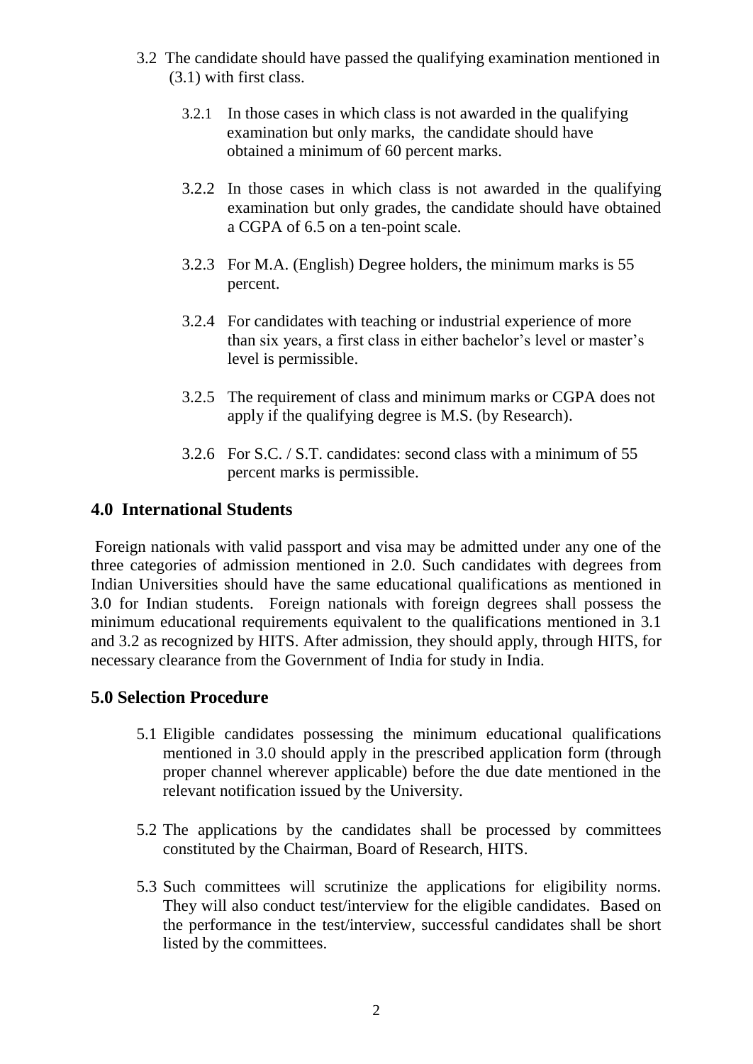3.2 The candidate should have passed the qualifying examination mentioned in (3.1) with first class.

3.2.1 In those cases in which class is not awarded in the qualifying examination but only marks, the candidate should have obtained a minimum of 60 percent marks.

3.2.2 In those cases in which class is not awarded in the qualifying examination but only grades, the candidate should have obtained a CGPA of 6.5 on a ten-point scale.

3.2.3 For M.A. (English) Degree holders, the minimum marks is 55 percent.

3.2.4 For candidates with teaching or industrial experience of more than six years, a first class in either bachelor's level or master's level is permissible.

3.2.5 The requirement of class and minimum marks or CGPA does not apply if the qualifying degree is M.S. (by Research).

3.2.6 For S.C. / S.T. candidates: second class with a minimum of 55 percent marks is permissible.

## 4.0 International Students

Foreign nationals with valid passport and visa may be admitted under any one of the three categories of admission mentioned in 2.0. Such candidates with degrees from Indian Universities should have the same educational qualifications as mentioned in 3.0 for Indian students. Foreign nationals with foreign degrees shall possess the minimum educational requirements equivalent to the qualifications mentioned in 3.1 and 3.2 as recognized by HITS. After admission, they should apply, through HITS, for necessary clearance from the Government of India for study in India.

## 5.0 Selection Procedure

5.1 Eligible candidates possessing the minimum educational qualifications mentioned in 3.0 should apply in the prescribed application form (through proper channel wherever applicable) before the due date mentioned in the relevant notification issued by the University.

5.2 The applications by the candidates shall be processed by committees constituted by the Chairman, Board of Research, HITS.

5.3 Such committees will scrutinize the applications for eligibility norms. They will also conduct test/interview for the eligible candidates. Based on the performance in the test/interview, successful candidates shall be short listed by the committees.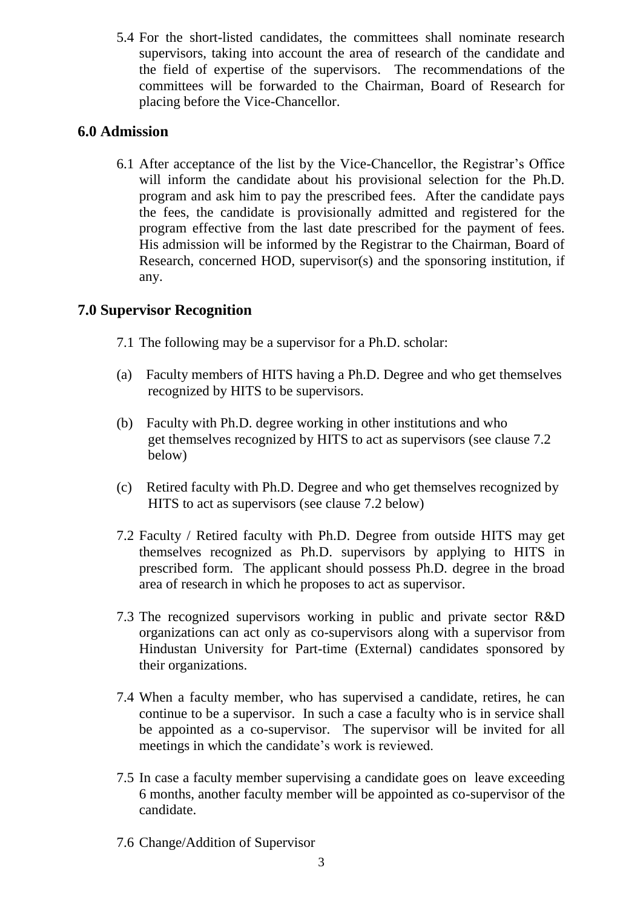5.4 For the short-listed candidates, the committees shall nominate research supervisors, taking into account the area of research of the candidate and the field of expertise of the supervisors. The recommendations of the committees will be forwarded to the Chairman, Board of Research for placing before the Vice-Chancellor.

## 6.0 Admission

6.1 After acceptance of the list by the Vice-Chancellor, the Registrar's Office will inform the candidate about his provisional selection for the Ph.D. program and ask him to pay the prescribed fees. After the candidate pays the fees, the candidate is provisionally admitted and registered for the program effective from the last date prescribed for the payment of fees. His admission will be informed by the Registrar to the Chairman, Board of Research, concerned HOD, supervisor(s) and the sponsoring institution, if any.

## 7.0 Supervisor Recognition

7.1 The following may be a supervisor for a Ph.D. scholar:

(a) Faculty members of HITS having a Ph.D. Degree and who get themselves recognized by HITS to be supervisors.

(b) Faculty with Ph.D. degree working in other institutions and who get themselves recognized by HITS to act as supervisors (see clause 7.2 below)

(c) Retired faculty with Ph.D. Degree and who get themselves recognized by HITS to act as supervisors (see clause 7.2 below)

7.2 Faculty / Retired faculty with Ph.D. Degree from outside HITS may get themselves recognized as Ph.D. supervisors by applying to HITS in prescribed form. The applicant should possess Ph.D. degree in the broad area of research in which he proposes to act as supervisor.

7.3 The recognized supervisors working in public and private sector R&D organizations can act only as co-supervisors along with a supervisor from Hindustan University for Part-time (External) candidates sponsored by their organizations.

7.4 When a faculty member, who has supervised a candidate, retires, he can continue to be a supervisor. In such a case a faculty who is in service shall be appointed as a co-supervisor. The supervisor will be invited for all meetings in which the candidate's work is reviewed.

7.5 In case a faculty member supervising a candidate goes on leave exceeding 6 months, another faculty member will be appointed as co-supervisor of the candidate.

7.6 Change/Addition of Supervisor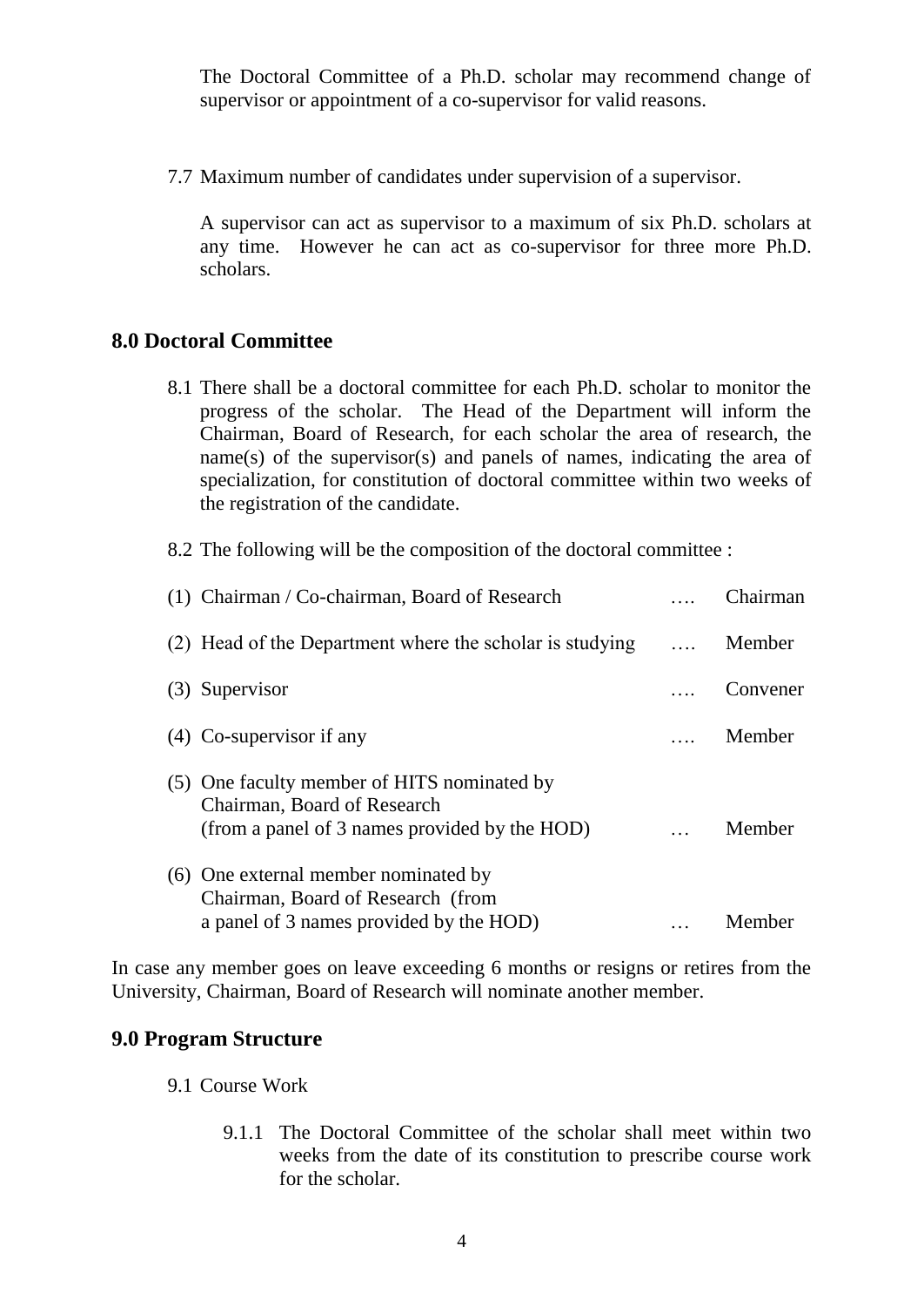The Doctoral Committee of a Ph.D. scholar may recommend change of supervisor or appointment of a co-supervisor for valid reasons.

7.7 Maximum number of candidates under supervision of a supervisor.

A supervisor can act as supervisor to a maximum of six Ph.D. scholars at any time. However he can act as co-supervisor for three more Ph.D. scholars.

## 8.0 Doctoral Committee

8.1 There shall be a doctoral committee for each Ph.D. scholar to monitor the progress of the scholar. The Head of the Department will inform the Chairman, Board of Research, for each scholar the area of research, the name(s) of the supervisor(s) and panels of names, indicating the area of specialization, for constitution of doctoral committee within two weeks of the registration of the candidate.

8.2 The following will be the composition of the doctoral committee :

| | | |
|---|---|---|
| (1) Chairman / Co-chairman, Board of Research | …. | Chairman |
| (2) Head of the Department where the scholar is studying | …. | Member |
| (3) Supervisor | …. | Convener |
| (4) Co-supervisor if any | …. | Member |
| (5) One faculty member of HITS nominated by Chairman, Board of Research (from a panel of 3 names provided by the HOD) | … | Member |
| (6) One external member nominated by Chairman, Board of Research (from a panel of 3 names provided by the HOD) | … | Member |

In case any member goes on leave exceeding 6 months or resigns or retires from the University, Chairman, Board of Research will nominate another member.

## 9.0 Program Structure

9.1 Course Work

9.1.1 The Doctoral Committee of the scholar shall meet within two weeks from the date of its constitution to prescribe course work for the scholar.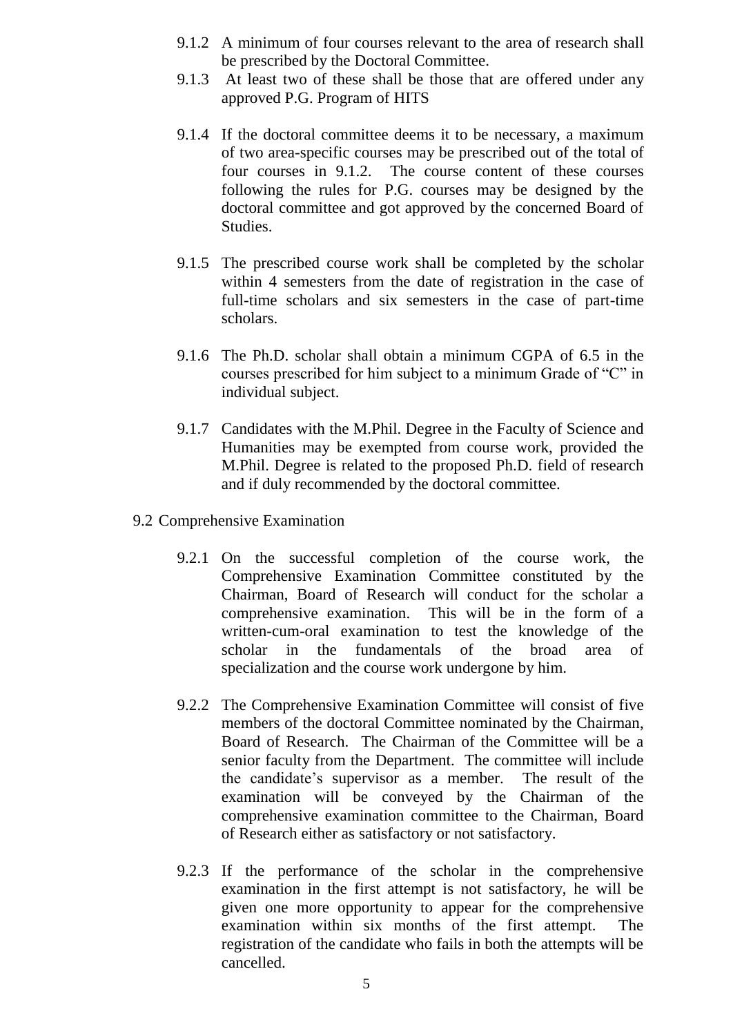9.1.2 A minimum of four courses relevant to the area of research shall be prescribed by the Doctoral Committee.

9.1.3 At least two of these shall be those that are offered under any approved P.G. Program of HITS

9.1.4 If the doctoral committee deems it to be necessary, a maximum of two area-specific courses may be prescribed out of the total of four courses in 9.1.2. The course content of these courses following the rules for P.G. courses may be designed by the doctoral committee and got approved by the concerned Board of Studies.

9.1.5 The prescribed course work shall be completed by the scholar within 4 semesters from the date of registration in the case of full-time scholars and six semesters in the case of part-time scholars.

9.1.6 The Ph.D. scholar shall obtain a minimum CGPA of 6.5 in the courses prescribed for him subject to a minimum Grade of "C" in individual subject.

9.1.7 Candidates with the M.Phil. Degree in the Faculty of Science and Humanities may be exempted from course work, provided the M.Phil. Degree is related to the proposed Ph.D. field of research and if duly recommended by the doctoral committee.

## 9.2 Comprehensive Examination

9.2.1 On the successful completion of the course work, the Comprehensive Examination Committee constituted by the Chairman, Board of Research will conduct for the scholar a comprehensive examination. This will be in the form of a written-cum-oral examination to test the knowledge of the scholar in the fundamentals of the broad area of specialization and the course work undergone by him.

9.2.2 The Comprehensive Examination Committee will consist of five members of the doctoral Committee nominated by the Chairman, Board of Research. The Chairman of the Committee will be a senior faculty from the Department. The committee will include the candidate's supervisor as a member. The result of the examination will be conveyed by the Chairman of the comprehensive examination committee to the Chairman, Board of Research either as satisfactory or not satisfactory.

9.2.3 If the performance of the scholar in the comprehensive examination in the first attempt is not satisfactory, he will be given one more opportunity to appear for the comprehensive examination within six months of the first attempt. The registration of the candidate who fails in both the attempts will be cancelled.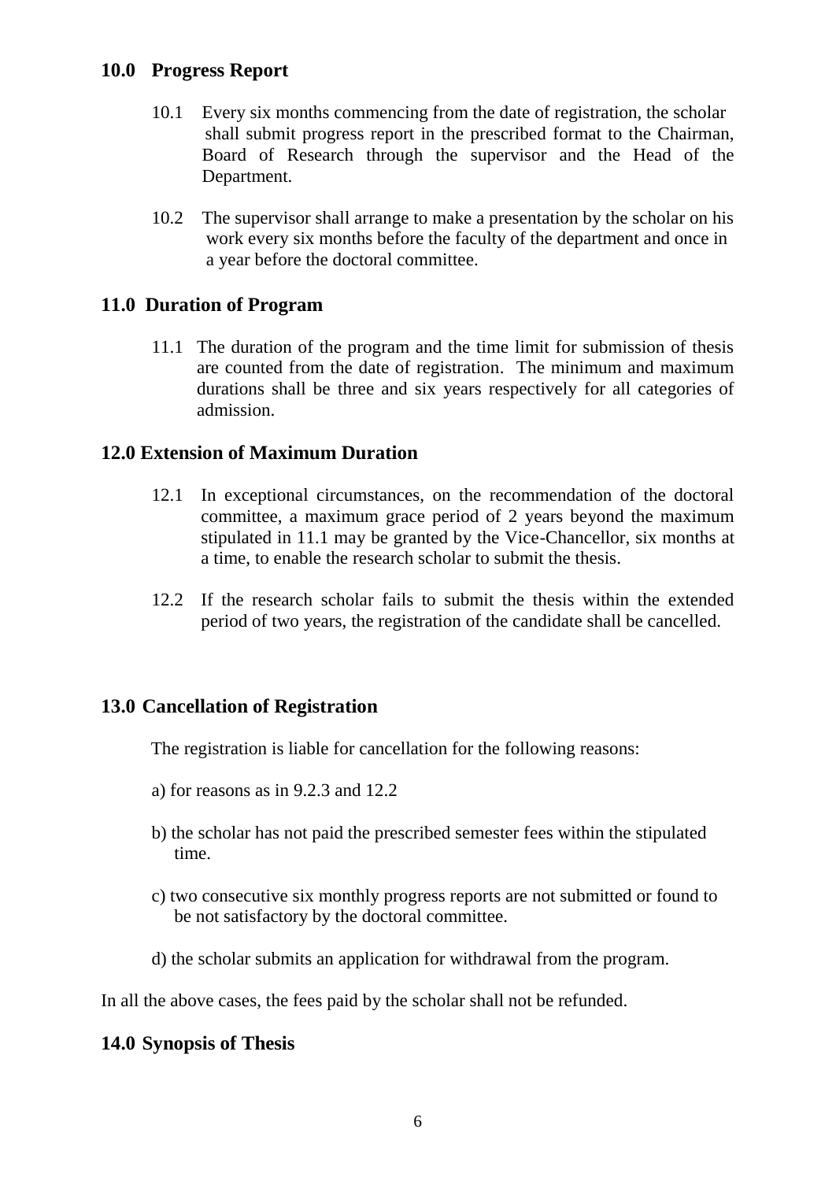## 10.0 Progress Report

10.1 Every six months commencing from the date of registration, the scholar shall submit progress report in the prescribed format to the Chairman, Board of Research through the supervisor and the Head of the Department.

10.2 The supervisor shall arrange to make a presentation by the scholar on his work every six months before the faculty of the department and once in a year before the doctoral committee.

## 11.0 Duration of Program

11.1 The duration of the program and the time limit for submission of thesis are counted from the date of registration. The minimum and maximum durations shall be three and six years respectively for all categories of admission.

## 12.0 Extension of Maximum Duration

12.1 In exceptional circumstances, on the recommendation of the doctoral committee, a maximum grace period of 2 years beyond the maximum stipulated in 11.1 may be granted by the Vice-Chancellor, six months at a time, to enable the research scholar to submit the thesis.

12.2 If the research scholar fails to submit the thesis within the extended period of two years, the registration of the candidate shall be cancelled.

## 13.0 Cancellation of Registration

The registration is liable for cancellation for the following reasons:

a) for reasons as in 9.2.3 and 12.2

b) the scholar has not paid the prescribed semester fees within the stipulated time.

c) two consecutive six monthly progress reports are not submitted or found to be not satisfactory by the doctoral committee.

d) the scholar submits an application for withdrawal from the program.

In all the above cases, the fees paid by the scholar shall not be refunded.

## 14.0 Synopsis of Thesis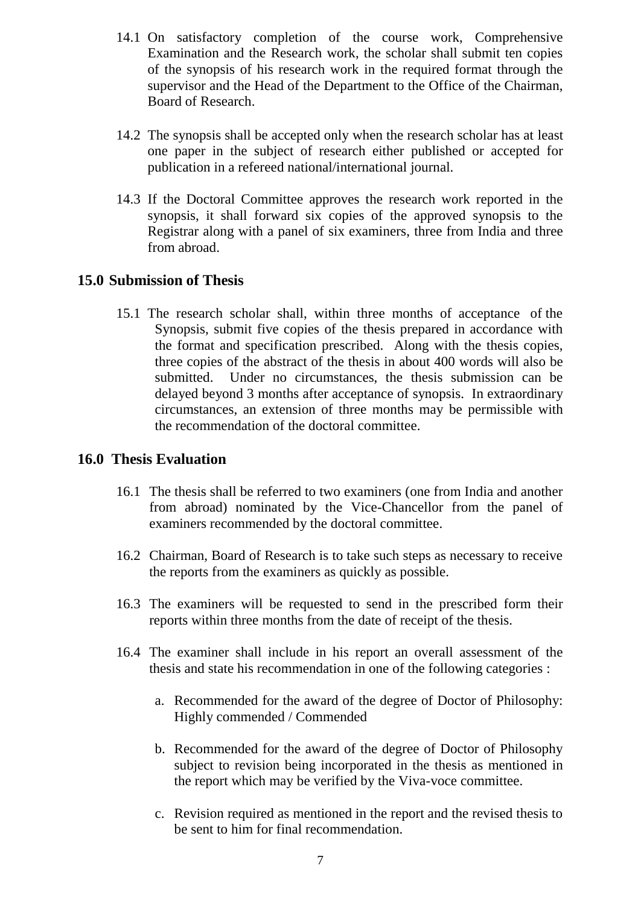14.1 On satisfactory completion of the course work, Comprehensive Examination and the Research work, the scholar shall submit ten copies of the synopsis of his research work in the required format through the supervisor and the Head of the Department to the Office of the Chairman, Board of Research.

14.2 The synopsis shall be accepted only when the research scholar has at least one paper in the subject of research either published or accepted for publication in a refereed national/international journal.

14.3 If the Doctoral Committee approves the research work reported in the synopsis, it shall forward six copies of the approved synopsis to the Registrar along with a panel of six examiners, three from India and three from abroad.

## 15.0 Submission of Thesis

15.1 The research scholar shall, within three months of acceptance of the Synopsis, submit five copies of the thesis prepared in accordance with the format and specification prescribed. Along with the thesis copies, three copies of the abstract of the thesis in about 400 words will also be submitted. Under no circumstances, the thesis submission can be delayed beyond 3 months after acceptance of synopsis. In extraordinary circumstances, an extension of three months may be permissible with the recommendation of the doctoral committee.

## 16.0 Thesis Evaluation

16.1 The thesis shall be referred to two examiners (one from India and another from abroad) nominated by the Vice-Chancellor from the panel of examiners recommended by the doctoral committee.

16.2 Chairman, Board of Research is to take such steps as necessary to receive the reports from the examiners as quickly as possible.

16.3 The examiners will be requested to send in the prescribed form their reports within three months from the date of receipt of the thesis.

16.4 The examiner shall include in his report an overall assessment of the thesis and state his recommendation in one of the following categories :

a. Recommended for the award of the degree of Doctor of Philosophy: Highly commended / Commended

b. Recommended for the award of the degree of Doctor of Philosophy subject to revision being incorporated in the thesis as mentioned in the report which may be verified by the Viva-voce committee.

c. Revision required as mentioned in the report and the revised thesis to be sent to him for final recommendation.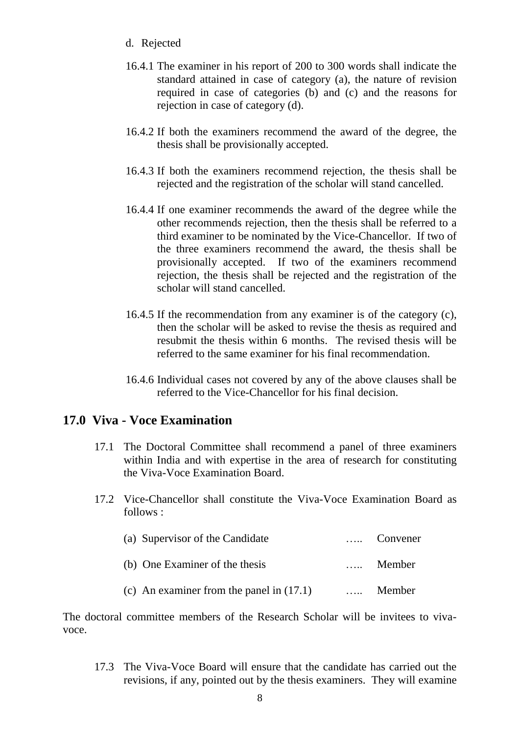d. Rejected

16.4.1 The examiner in his report of 200 to 300 words shall indicate the standard attained in case of category (a), the nature of revision required in case of categories (b) and (c) and the reasons for rejection in case of category (d).

16.4.2 If both the examiners recommend the award of the degree, the thesis shall be provisionally accepted.

16.4.3 If both the examiners recommend rejection, the thesis shall be rejected and the registration of the scholar will stand cancelled.

16.4.4 If one examiner recommends the award of the degree while the other recommends rejection, then the thesis shall be referred to a third examiner to be nominated by the Vice-Chancellor. If two of the three examiners recommend the award, the thesis shall be provisionally accepted. If two of the examiners recommend rejection, the thesis shall be rejected and the registration of the scholar will stand cancelled.

16.4.5 If the recommendation from any examiner is of the category (c), then the scholar will be asked to revise the thesis as required and resubmit the thesis within 6 months. The revised thesis will be referred to the same examiner for his final recommendation.

16.4.6 Individual cases not covered by any of the above clauses shall be referred to the Vice-Chancellor for his final decision.

## 17.0 Viva - Voce Examination

17.1 The Doctoral Committee shall recommend a panel of three examiners within India and with expertise in the area of research for constituting the Viva-Voce Examination Board.

17.2 Vice-Chancellor shall constitute the Viva-Voce Examination Board as follows :

(a) Supervisor of the Candidate ….. Convener

(b) One Examiner of the thesis ….. Member

(c) An examiner from the panel in (17.1) ….. Member

The doctoral committee members of the Research Scholar will be invitees to viva-voce.

17.3 The Viva-Voce Board will ensure that the candidate has carried out the revisions, if any, pointed out by the thesis examiners. They will examine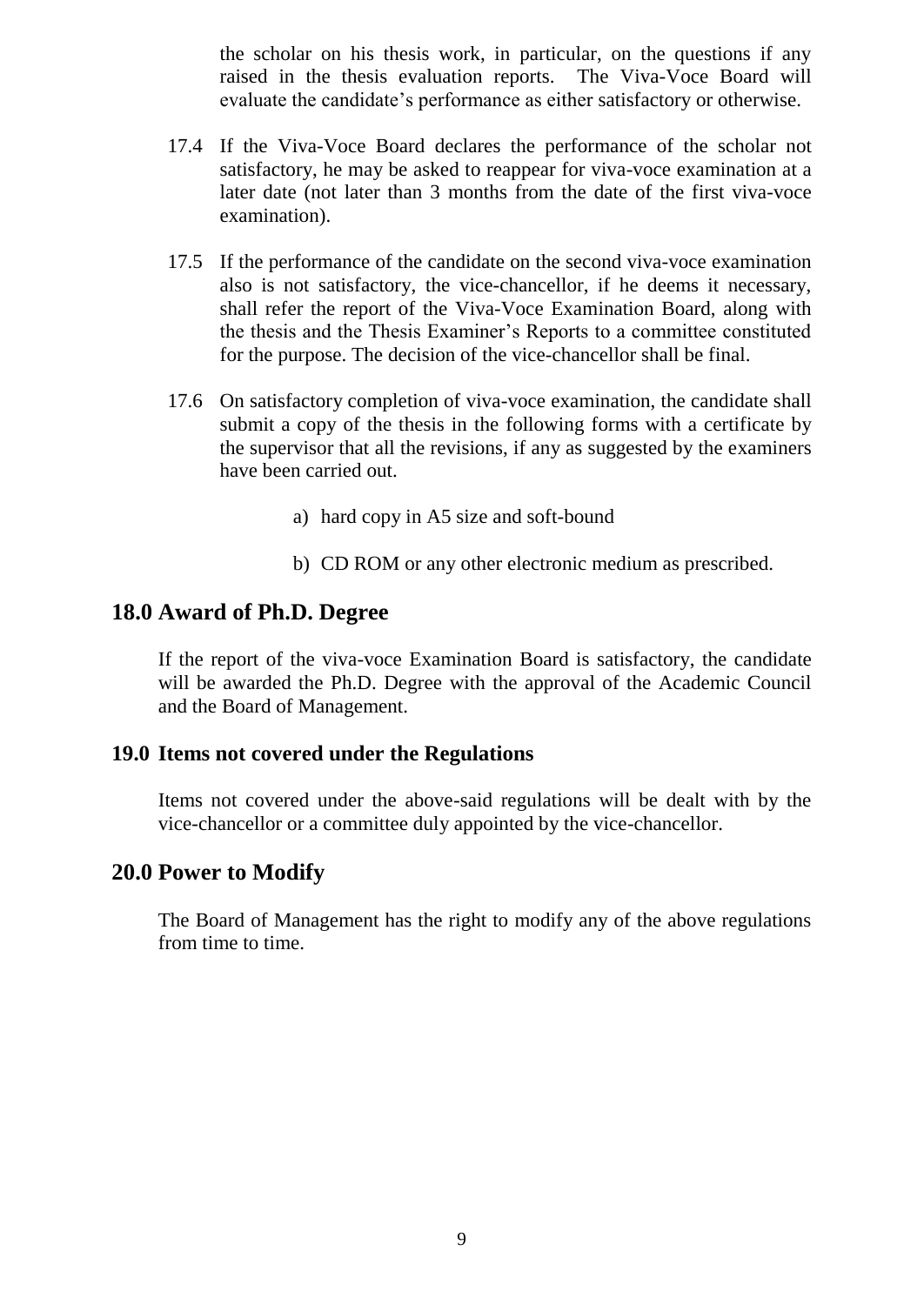the scholar on his thesis work, in particular, on the questions if any raised in the thesis evaluation reports. The Viva-Voce Board will evaluate the candidate's performance as either satisfactory or otherwise.

17.4 If the Viva-Voce Board declares the performance of the scholar not satisfactory, he may be asked to reappear for viva-voce examination at a later date (not later than 3 months from the date of the first viva-voce examination).

17.5 If the performance of the candidate on the second viva-voce examination also is not satisfactory, the vice-chancellor, if he deems it necessary, shall refer the report of the Viva-Voce Examination Board, along with the thesis and the Thesis Examiner's Reports to a committee constituted for the purpose. The decision of the vice-chancellor shall be final.

17.6 On satisfactory completion of viva-voce examination, the candidate shall submit a copy of the thesis in the following forms with a certificate by the supervisor that all the revisions, if any as suggested by the examiners have been carried out.

a) hard copy in A5 size and soft-bound

b) CD ROM or any other electronic medium as prescribed.

## 18.0 Award of Ph.D. Degree

If the report of the viva-voce Examination Board is satisfactory, the candidate will be awarded the Ph.D. Degree with the approval of the Academic Council and the Board of Management.

## 19.0 Items not covered under the Regulations

Items not covered under the above-said regulations will be dealt with by the vice-chancellor or a committee duly appointed by the vice-chancellor.

## 20.0 Power to Modify

The Board of Management has the right to modify any of the above regulations from time to time.